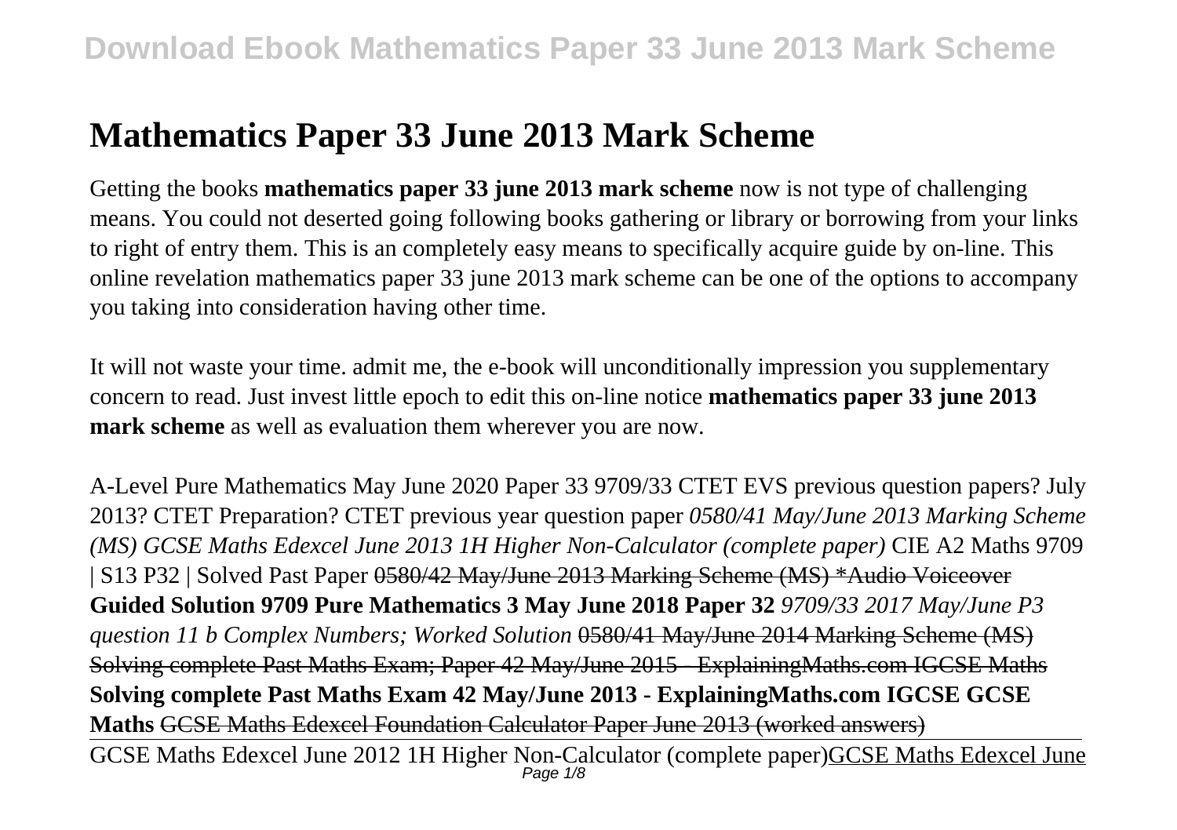# Mathematics Paper 33 June 2013 Mark Scheme

Getting the books **mathematics paper 33 june 2013 mark scheme** now is not type of challenging means. You could not deserted going following books gathering or library or borrowing from your links to right of entry them. This is an completely easy means to specifically acquire guide by on-line. This online revelation mathematics paper 33 june 2013 mark scheme can be one of the options to accompany you taking into consideration having other time.

It will not waste your time. admit me, the e-book will unconditionally impression you supplementary concern to read. Just invest little epoch to edit this on-line notice **mathematics paper 33 june 2013 mark scheme** as well as evaluation them wherever you are now.

A-Level Pure Mathematics May June 2020 Paper 33 9709/33 CTET EVS previous question papers? July 2013? CTET Preparation? CTET previous year question paper *0580/41 May/June 2013 Marking Scheme (MS) GCSE Maths Edexcel June 2013 1H Higher Non-Calculator (complete paper)* CIE A2 Maths 9709 | S13 P32 | Solved Past Paper ~~0580/42 May/June 2013 Marking Scheme (MS) *Audio Voiceover~~ **Guided Solution 9709 Pure Mathematics 3 May June 2018 Paper 32** *9709/33 2017 May/June P3 question 11 b Complex Numbers; Worked Solution* ~~0580/41 May/June 2014 Marking Scheme (MS)~~ ~~Solving complete Past Maths Exam; Paper 42 May/June 2015 - ExplainingMaths.com IGCSE Maths~~ **Solving complete Past Maths Exam 42 May/June 2013 - ExplainingMaths.com IGCSE GCSE Maths** ~~GCSE Maths Edexcel Foundation Calculator Paper June 2013 (worked answers)~~

GCSE Maths Edexcel June 2012 1H Higher Non-Calculator (complete paper)GCSE Maths Edexcel June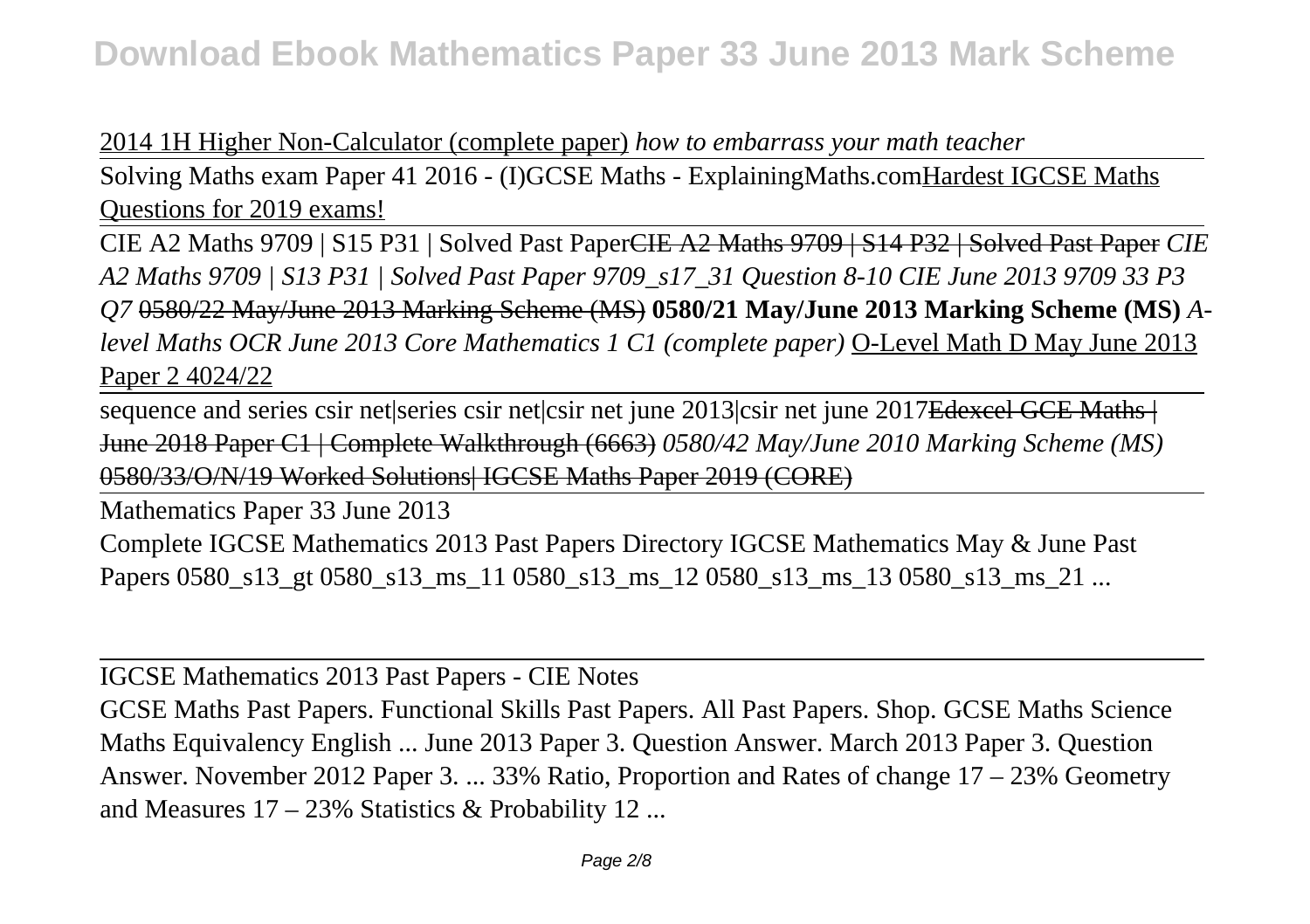2014 1H Higher Non-Calculator (complete paper) *how to embarrass your math teacher*

Solving Maths exam Paper 41 2016 - (I)GCSE Maths - ExplainingMaths.comHardest IGCSE Maths Questions for 2019 exams!

CIE A2 Maths 9709 | S15 P31 | Solved Past PaperCIE A2 Maths 9709 | S14 P32 | Solved Past Paper *CIE A2 Maths 9709 | S13 P31 | Solved Past Paper 9709_s17_31 Question 8-10 CIE June 2013 9709 33 P3 Q7* 0580/22 May/June 2013 Marking Scheme (MS) **0580/21 May/June 2013 Marking Scheme (MS)** *A-level Maths OCR June 2013 Core Mathematics 1 C1 (complete paper)* O-Level Math D May June 2013 Paper 2 4024/22

sequence and series csir net|series csir net|csir net june 2013|csir net june 2017Edexcel GCE Maths | June 2018 Paper C1 | Complete Walkthrough (6663) *0580/42 May/June 2010 Marking Scheme (MS)* 0580/33/O/N/19 Worked Solutions| IGCSE Maths Paper 2019 (CORE)

Mathematics Paper 33 June 2013

Complete IGCSE Mathematics 2013 Past Papers Directory IGCSE Mathematics May & June Past Papers 0580_s13_gt 0580_s13_ms_11 0580_s13_ms_12 0580_s13_ms_13 0580_s13_ms_21 ...

IGCSE Mathematics 2013 Past Papers - CIE Notes

GCSE Maths Past Papers. Functional Skills Past Papers. All Past Papers. Shop. GCSE Maths Science Maths Equivalency English ... June 2013 Paper 3. Question Answer. March 2013 Paper 3. Question Answer. November 2012 Paper 3. ... 33% Ratio, Proportion and Rates of change 17 – 23% Geometry and Measures 17 – 23% Statistics & Probability 12 ...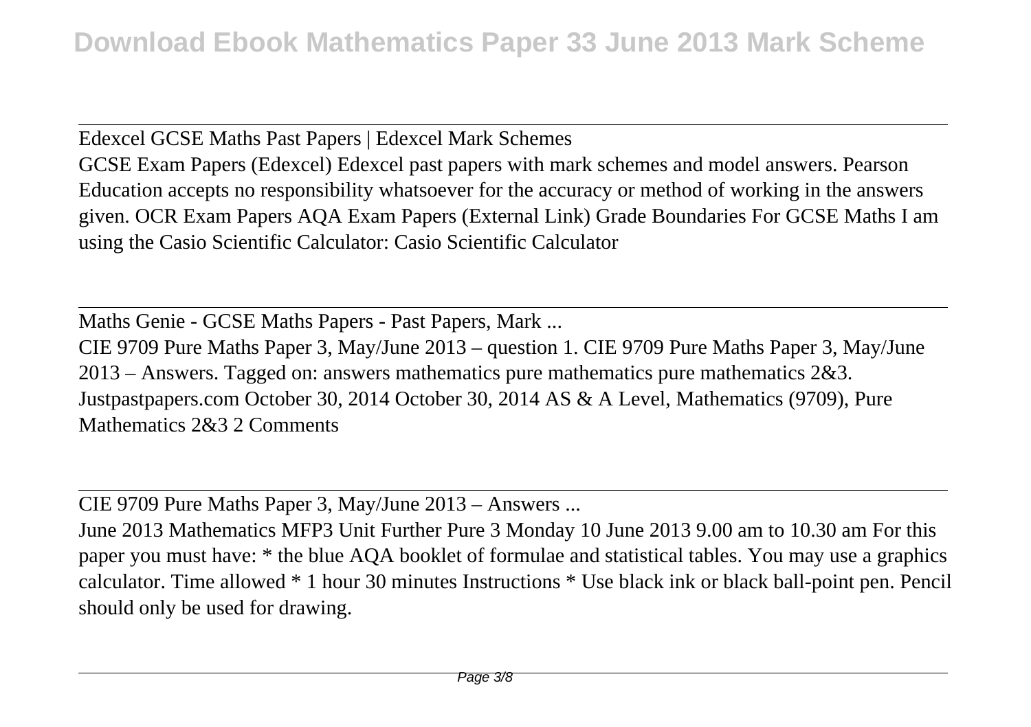Edexcel GCSE Maths Past Papers | Edexcel Mark Schemes

GCSE Exam Papers (Edexcel) Edexcel past papers with mark schemes and model answers. Pearson Education accepts no responsibility whatsoever for the accuracy or method of working in the answers given. OCR Exam Papers AQA Exam Papers (External Link) Grade Boundaries For GCSE Maths I am using the Casio Scientific Calculator: Casio Scientific Calculator

Maths Genie - GCSE Maths Papers - Past Papers, Mark ...

CIE 9709 Pure Maths Paper 3, May/June 2013 – question 1. CIE 9709 Pure Maths Paper 3, May/June 2013 – Answers. Tagged on: answers mathematics pure mathematics pure mathematics 2&3. Justpastpapers.com October 30, 2014 October 30, 2014 AS & A Level, Mathematics (9709), Pure Mathematics 2&3 2 Comments

CIE 9709 Pure Maths Paper 3, May/June 2013 – Answers ...

June 2013 Mathematics MFP3 Unit Further Pure 3 Monday 10 June 2013 9.00 am to 10.30 am For this paper you must have: * the blue AQA booklet of formulae and statistical tables. You may use a graphics calculator. Time allowed * 1 hour 30 minutes Instructions * Use black ink or black ball-point pen. Pencil should only be used for drawing.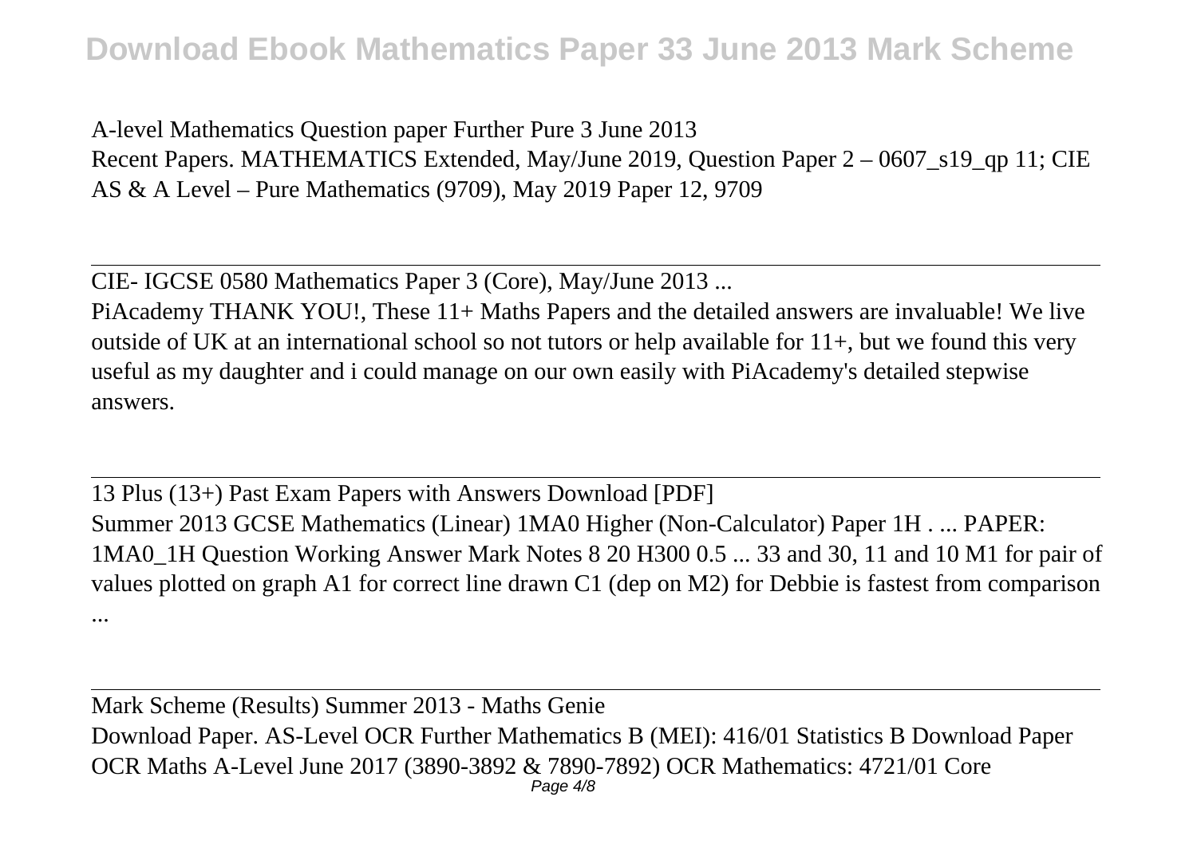A-level Mathematics Question paper Further Pure 3 June 2013
Recent Papers. MATHEMATICS Extended, May/June 2019, Question Paper 2 – 0607_s19_qp 11; CIE AS & A Level – Pure Mathematics (9709), May 2019 Paper 12, 9709

---

CIE- IGCSE 0580 Mathematics Paper 3 (Core), May/June 2013 ...
PiAcademy THANK YOU!, These 11+ Maths Papers and the detailed answers are invaluable! We live outside of UK at an international school so not tutors or help available for 11+, but we found this very useful as my daughter and i could manage on our own easily with PiAcademy's detailed stepwise answers.

---

13 Plus (13+) Past Exam Papers with Answers Download [PDF]
Summer 2013 GCSE Mathematics (Linear) 1MA0 Higher (Non-Calculator) Paper 1H . ... PAPER: 1MA0_1H Question Working Answer Mark Notes 8 20 H300 0.5 ... 33 and 30, 11 and 10 M1 for pair of values plotted on graph A1 for correct line drawn C1 (dep on M2) for Debbie is fastest from comparison ...

---

Mark Scheme (Results) Summer 2013 - Maths Genie
Download Paper. AS-Level OCR Further Mathematics B (MEI): 416/01 Statistics B Download Paper OCR Maths A-Level June 2017 (3890-3892 & 7890-7892) OCR Mathematics: 4721/01 Core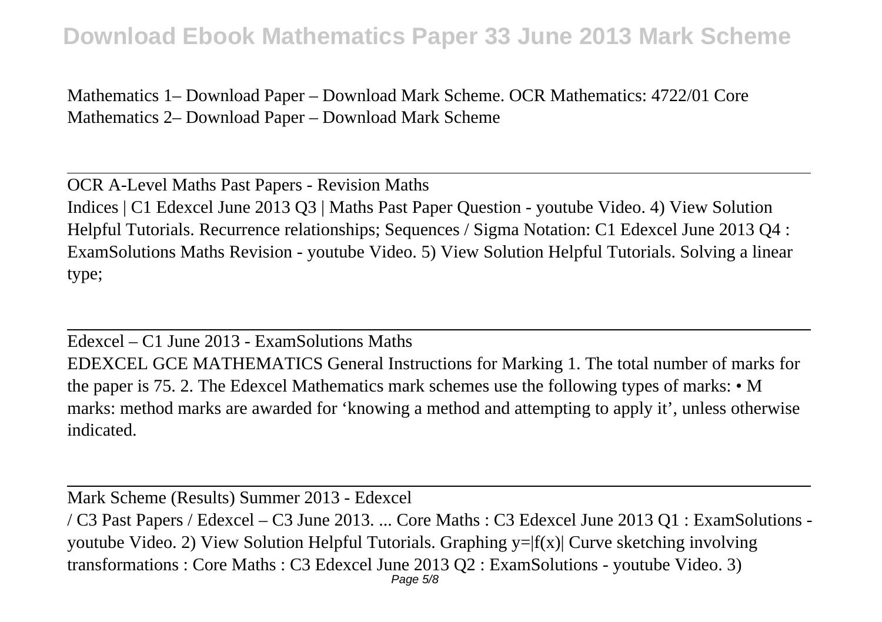Mathematics 1– Download Paper – Download Mark Scheme. OCR Mathematics: 4722/01 Core Mathematics 2– Download Paper – Download Mark Scheme

---

OCR A-Level Maths Past Papers - Revision Maths

Indices | C1 Edexcel June 2013 Q3 | Maths Past Paper Question - youtube Video. 4) View Solution Helpful Tutorials. Recurrence relationships; Sequences / Sigma Notation: C1 Edexcel June 2013 Q4 : ExamSolutions Maths Revision - youtube Video. 5) View Solution Helpful Tutorials. Solving a linear type;

---

Edexcel – C1 June 2013 - ExamSolutions Maths

EDEXCEL GCE MATHEMATICS General Instructions for Marking 1. The total number of marks for the paper is 75. 2. The Edexcel Mathematics mark schemes use the following types of marks: • M marks: method marks are awarded for 'knowing a method and attempting to apply it', unless otherwise indicated.

---

Mark Scheme (Results) Summer 2013 - Edexcel

/ C3 Past Papers / Edexcel – C3 June 2013. ... Core Maths : C3 Edexcel June 2013 Q1 : ExamSolutions - youtube Video. 2) View Solution Helpful Tutorials. Graphing $y=|f(x)|$ Curve sketching involving transformations : Core Maths : C3 Edexcel June 2013 Q2 : ExamSolutions - youtube Video. 3)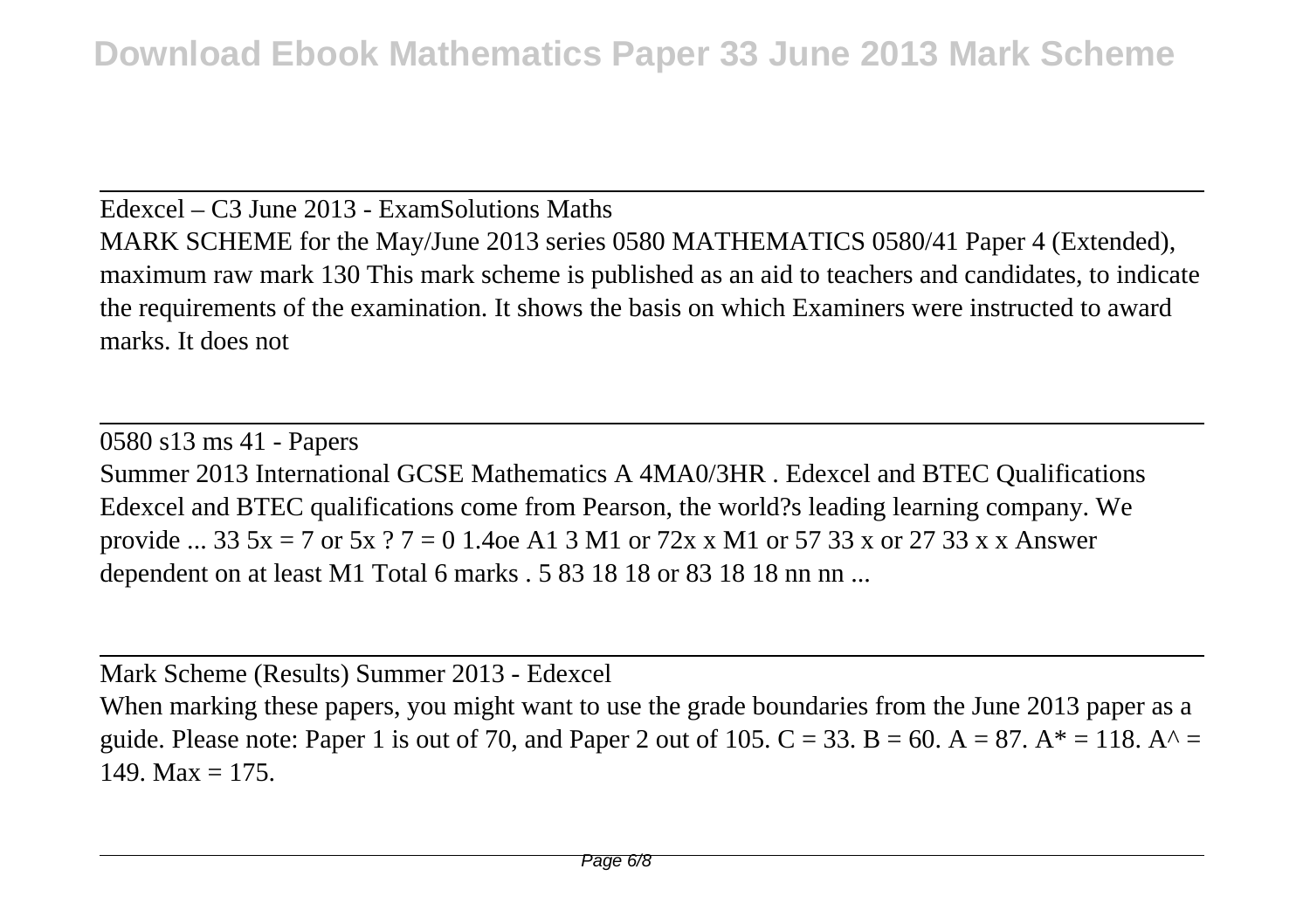Edexcel – C3 June 2013 - ExamSolutions Maths

MARK SCHEME for the May/June 2013 series 0580 MATHEMATICS 0580/41 Paper 4 (Extended), maximum raw mark 130 This mark scheme is published as an aid to teachers and candidates, to indicate the requirements of the examination. It shows the basis on which Examiners were instructed to award marks. It does not

0580 s13 ms 41 - Papers

Summer 2013 International GCSE Mathematics A 4MA0/3HR . Edexcel and BTEC Qualifications Edexcel and BTEC qualifications come from Pearson, the world?s leading learning company. We provide ... 33 5x = 7 or 5x ? 7 = 0 1.4oe A1 3 M1 or 72x x M1 or 57 33 x or 27 33 x x Answer dependent on at least M1 Total 6 marks . 5 83 18 18 or 83 18 18 nn nn ...

Mark Scheme (Results) Summer 2013 - Edexcel

When marking these papers, you might want to use the grade boundaries from the June 2013 paper as a guide. Please note: Paper 1 is out of 70, and Paper 2 out of 105. C = 33. B = 60. A = 87. A* = 118. A^ = 149. Max = 175.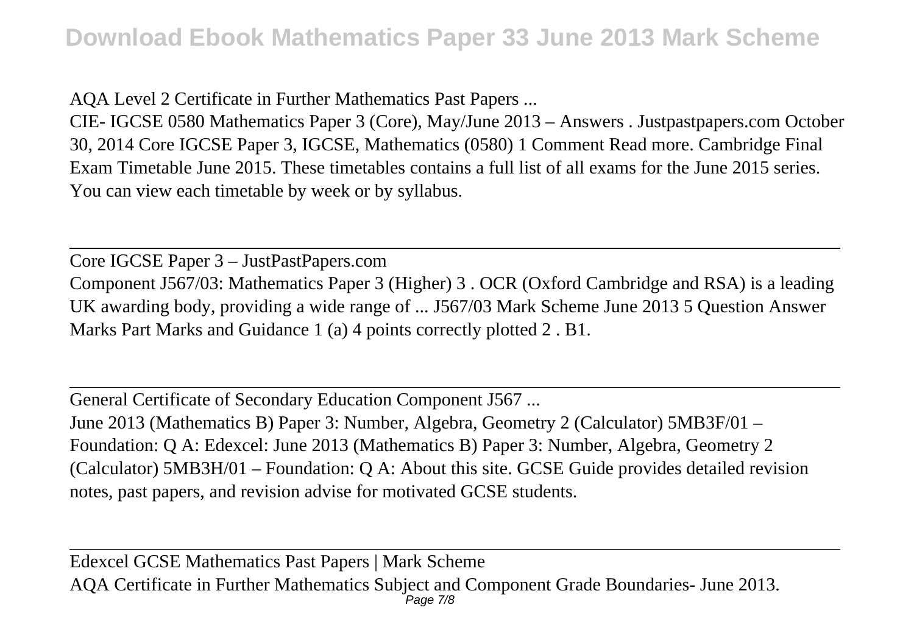AQA Level 2 Certificate in Further Mathematics Past Papers ...

CIE- IGCSE 0580 Mathematics Paper 3 (Core), May/June 2013 – Answers . Justpastpapers.com October 30, 2014 Core IGCSE Paper 3, IGCSE, Mathematics (0580) 1 Comment Read more. Cambridge Final Exam Timetable June 2015. These timetables contains a full list of all exams for the June 2015 series. You can view each timetable by week or by syllabus.

---

Core IGCSE Paper 3 – JustPastPapers.com

Component J567/03: Mathematics Paper 3 (Higher) 3 . OCR (Oxford Cambridge and RSA) is a leading UK awarding body, providing a wide range of ... J567/03 Mark Scheme June 2013 5 Question Answer Marks Part Marks and Guidance 1 (a) 4 points correctly plotted 2 . B1.

---

General Certificate of Secondary Education Component J567 ...

June 2013 (Mathematics B) Paper 3: Number, Algebra, Geometry 2 (Calculator) 5MB3F/01 – Foundation: Q A: Edexcel: June 2013 (Mathematics B) Paper 3: Number, Algebra, Geometry 2 (Calculator) 5MB3H/01 – Foundation: Q A: About this site. GCSE Guide provides detailed revision notes, past papers, and revision advise for motivated GCSE students.

---

Edexcel GCSE Mathematics Past Papers | Mark Scheme

AQA Certificate in Further Mathematics Subject and Component Grade Boundaries- June 2013.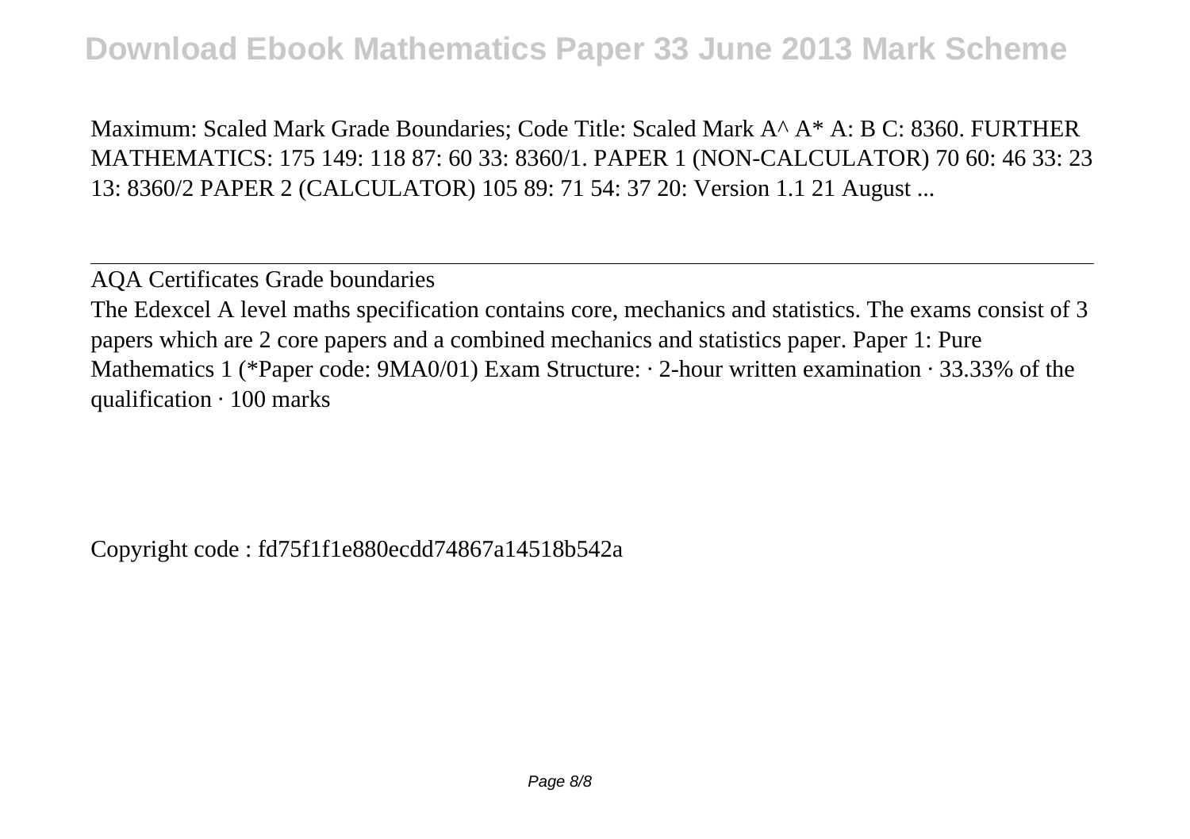Maximum: Scaled Mark Grade Boundaries; Code Title: Scaled Mark A^ A* A: B C: 8360. FURTHER MATHEMATICS: 175 149: 118 87: 60 33: 8360/1. PAPER 1 (NON-CALCULATOR) 70 60: 46 33: 23 13: 8360/2 PAPER 2 (CALCULATOR) 105 89: 71 54: 37 20: Version 1.1 21 August ...

---

AQA Certificates Grade boundaries

The Edexcel A level maths specification contains core, mechanics and statistics. The exams consist of 3 papers which are 2 core papers and a combined mechanics and statistics paper. Paper 1: Pure Mathematics 1 (*Paper code: 9MA0/01) Exam Structure: · 2-hour written examination · 33.33% of the qualification · 100 marks

Copyright code : fd75f1f1e880ecdd74867a14518b542a